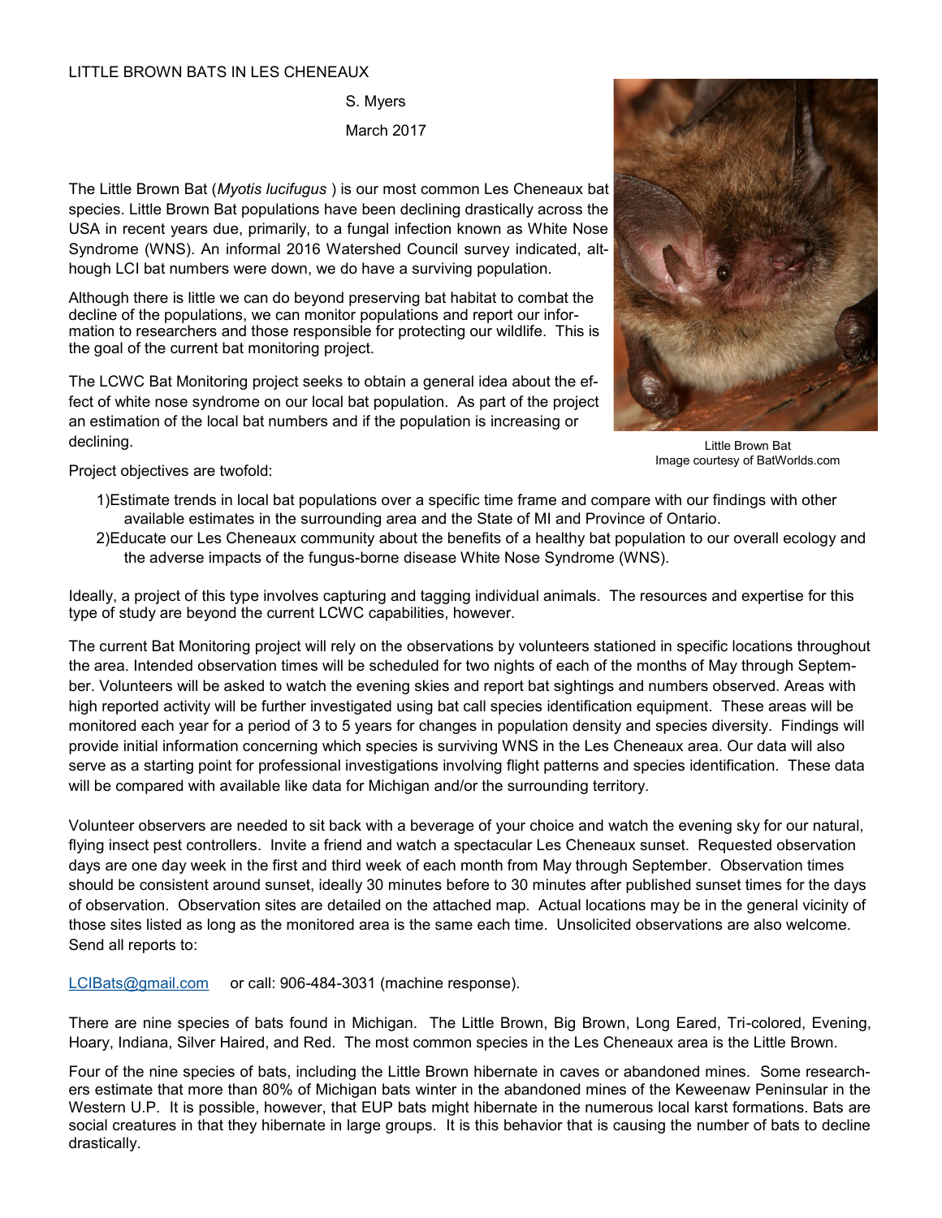# LITTLE BROWN BATS IN LES CHENEAUX

S. Myers

March 2017

The Little Brown Bat (*Myotis lucifugus* ) is our most common Les Cheneaux bat species. Little Brown Bat populations have been declining drastically across the USA in recent years due, primarily, to a fungal infection known as White Nose Syndrome (WNS). An informal 2016 Watershed Council survey indicated, although LCI bat numbers were down, we do have a surviving population.

Although there is little we can do beyond preserving bat habitat to combat the decline of the populations, we can monitor populations and report our information to researchers and those responsible for protecting our wildlife. This is the goal of the current bat monitoring project.

The LCWC Bat Monitoring project seeks to obtain a general idea about the effect of white nose syndrome on our local bat population. As part of the project an estimation of the local bat numbers and if the population is increasing or declining.

Little Brown Bat
Image courtesy of BatWorlds.com

Project objectives are twofold:

1) Estimate trends in local bat populations over a specific time frame and compare with our findings with other available estimates in the surrounding area and the State of MI and Province of Ontario.
2) Educate our Les Cheneaux community about the benefits of a healthy bat population to our overall ecology and the adverse impacts of the fungus-borne disease White Nose Syndrome (WNS).

Ideally, a project of this type involves capturing and tagging individual animals. The resources and expertise for this type of study are beyond the current LCWC capabilities, however.

The current Bat Monitoring project will rely on the observations by volunteers stationed in specific locations throughout the area. Intended observation times will be scheduled for two nights of each of the months of May through September. Volunteers will be asked to watch the evening skies and report bat sightings and numbers observed. Areas with high reported activity will be further investigated using bat call species identification equipment. These areas will be monitored each year for a period of 3 to 5 years for changes in population density and species diversity. Findings will provide initial information concerning which species is surviving WNS in the Les Cheneaux area. Our data will also serve as a starting point for professional investigations involving flight patterns and species identification. These data will be compared with available like data for Michigan and/or the surrounding territory.

Volunteer observers are needed to sit back with a beverage of your choice and watch the evening sky for our natural, flying insect pest controllers. Invite a friend and watch a spectacular Les Cheneaux sunset. Requested observation days are one day week in the first and third week of each month from May through September. Observation times should be consistent around sunset, ideally 30 minutes before to 30 minutes after published sunset times for the days of observation. Observation sites are detailed on the attached map. Actual locations may be in the general vicinity of those sites listed as long as the monitored area is the same each time. Unsolicited observations are also welcome. Send all reports to:

LCIBats@gmail.com or call: 906-484-3031 (machine response).

There are nine species of bats found in Michigan. The Little Brown, Big Brown, Long Eared, Tri-colored, Evening, Hoary, Indiana, Silver Haired, and Red. The most common species in the Les Cheneaux area is the Little Brown.

Four of the nine species of bats, including the Little Brown hibernate in caves or abandoned mines. Some researchers estimate that more than 80% of Michigan bats winter in the abandoned mines of the Keweenaw Peninsular in the Western U.P. It is possible, however, that EUP bats might hibernate in the numerous local karst formations. Bats are social creatures in that they hibernate in large groups. It is this behavior that is causing the number of bats to decline drastically.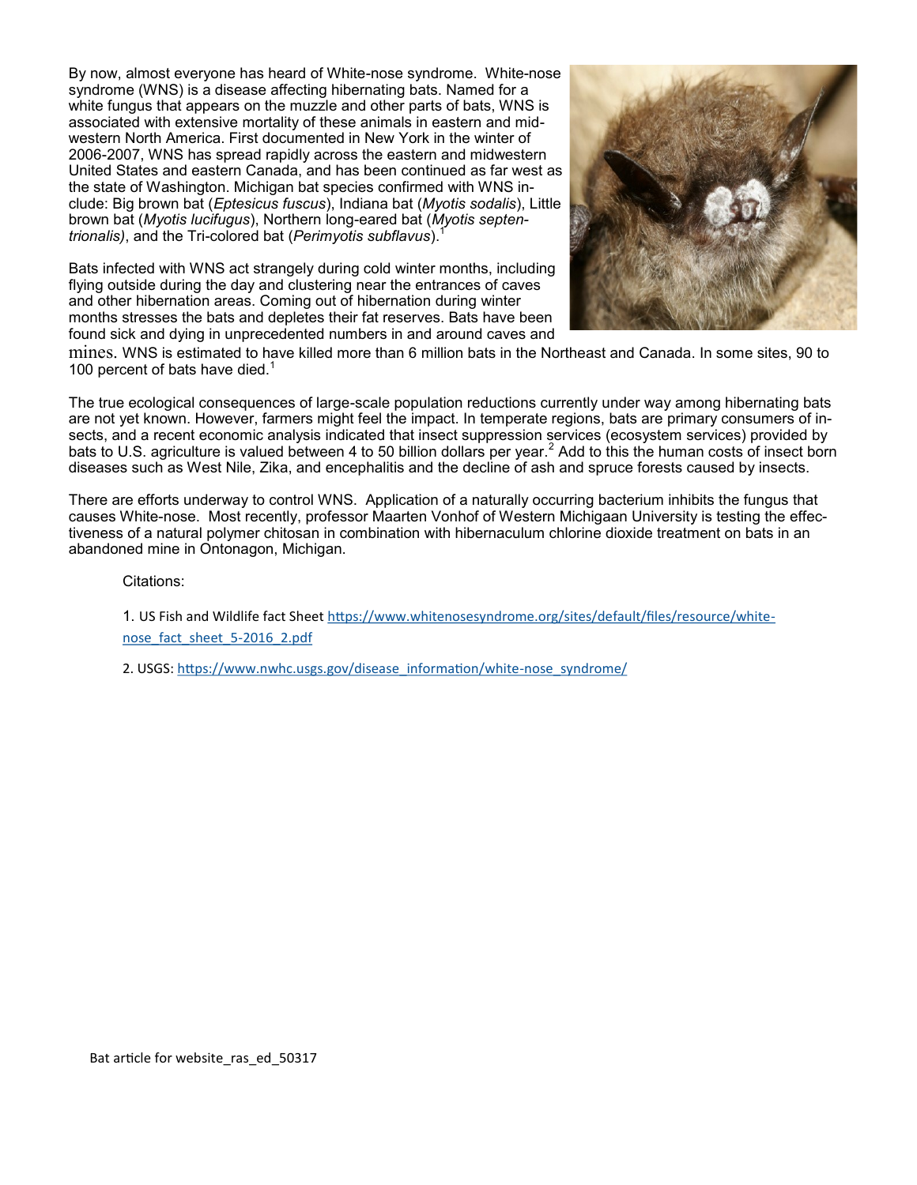By now, almost everyone has heard of White-nose syndrome. White-nose syndrome (WNS) is a disease affecting hibernating bats. Named for a white fungus that appears on the muzzle and other parts of bats, WNS is associated with extensive mortality of these animals in eastern and mid-western North America. First documented in New York in the winter of 2006-2007, WNS has spread rapidly across the eastern and midwestern United States and eastern Canada, and has been continued as far west as the state of Washington. Michigan bat species confirmed with WNS include: Big brown bat (*Eptesicus fuscus*), Indiana bat (*Myotis sodalis*), Little brown bat (*Myotis lucifugus*), Northern long-eared bat (*Myotis septentrionalis)*, and the Tri-colored bat (*Perimyotis subflavus*).[1]

Bats infected with WNS act strangely during cold winter months, including flying outside during the day and clustering near the entrances of caves and other hibernation areas. Coming out of hibernation during winter months stresses the bats and depletes their fat reserves. Bats have been found sick and dying in unprecedented numbers in and around caves and mines. WNS is estimated to have killed more than 6 million bats in the Northeast and Canada. In some sites, 90 to 100 percent of bats have died.[1]

The true ecological consequences of large-scale population reductions currently under way among hibernating bats are not yet known. However, farmers might feel the impact. In temperate regions, bats are primary consumers of insects, and a recent economic analysis indicated that insect suppression services (ecosystem services) provided by bats to U.S. agriculture is valued between 4 to 50 billion dollars per year.[2] Add to this the human costs of insect born diseases such as West Nile, Zika, and encephalitis and the decline of ash and spruce forests caused by insects.

There are efforts underway to control WNS. Application of a naturally occurring bacterium inhibits the fungus that causes White-nose. Most recently, professor Maarten Vonhof of Western Michigaan University is testing the effectiveness of a natural polymer chitosan in combination with hibernaculum chlorine dioxide treatment on bats in an abandoned mine in Ontonagon, Michigan.

Citations:

1. US Fish and Wildlife fact Sheet https://www.whitenosesyndrome.org/sites/default/files/resource/white-nose_fact_sheet_5-2016_2.pdf

2. USGS: https://www.nwhc.usgs.gov/disease_information/white-nose_syndrome/

Bat article for website_ras_ed_50317